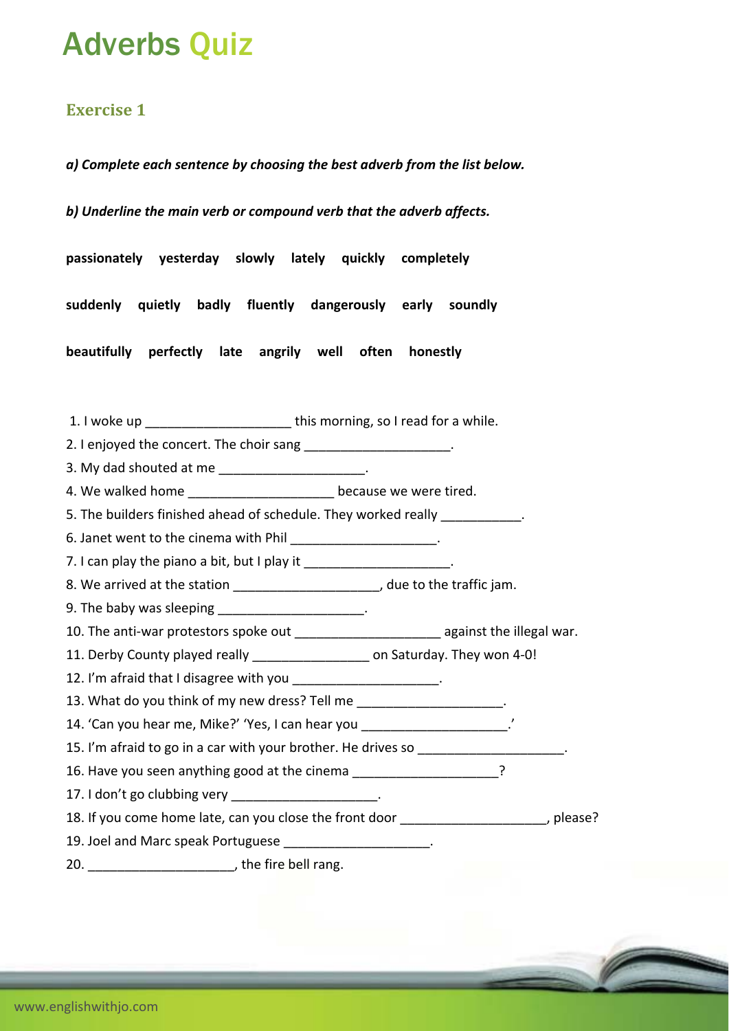# Adverbs Quiz

## Exercise 1

***a) Complete each sentence by choosing the best adverb from the list below.***

***b) Underline the main verb or compound verb that the adverb affects.***

**passionately yesterday slowly lately quickly completely**

**suddenly quietly badly fluently dangerously early soundly**

**beautifully perfectly late angrily well often honestly**

1. I woke up ____________________ this morning, so I read for a while.
2. I enjoyed the concert. The choir sang ____________________.
3. My dad shouted at me ____________________.
4. We walked home ____________________ because we were tired.
5. The builders finished ahead of schedule. They worked really ___________.
6. Janet went to the cinema with Phil ____________________.
7. I can play the piano a bit, but I play it ____________________.
8. We arrived at the station ____________________, due to the traffic jam.
9. The baby was sleeping ____________________.
10. The anti-war protestors spoke out ____________________ against the illegal war.
11. Derby County played really ________________ on Saturday. They won 4-0!
12. I'm afraid that I disagree with you ____________________.
13. What do you think of my new dress? Tell me ____________________.
14. 'Can you hear me, Mike?' 'Yes, I can hear you ____________________.'
15. I'm afraid to go in a car with your brother. He drives so ____________________.
16. Have you seen anything good at the cinema ____________________?
17. I don't go clubbing very ____________________.
18. If you come home late, can you close the front door ____________________, please?
19. Joel and Marc speak Portuguese ____________________.
20. ____________________, the fire bell rang.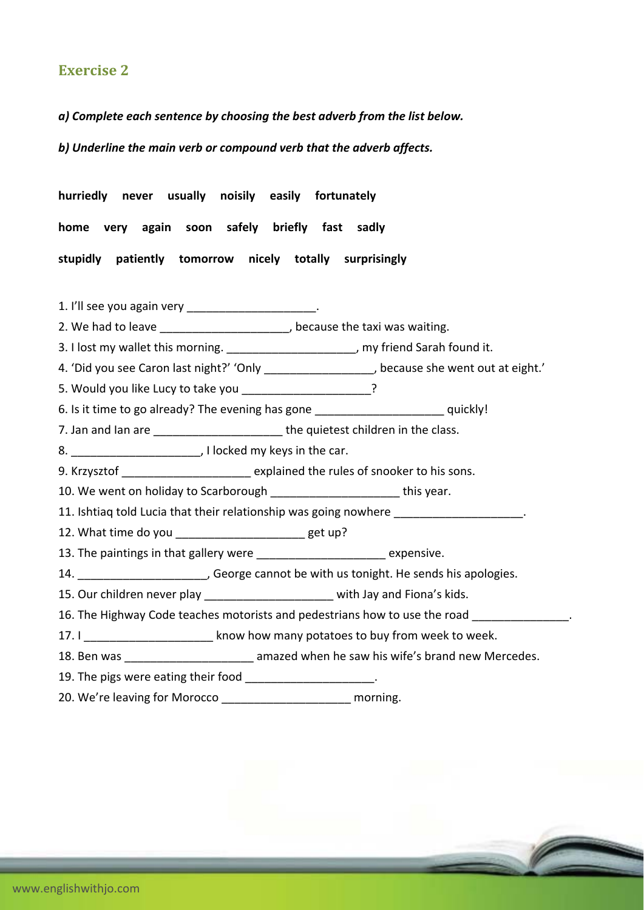## Exercise 2

***a) Complete each sentence by choosing the best adverb from the list below.***

***b) Underline the main verb or compound verb that the adverb affects.***

**hurriedly never usually noisily easily fortunately**

**home very again soon safely briefly fast sadly**

**stupidly patiently tomorrow nicely totally surprisingly**

1. I'll see you again very ____________________.
2. We had to leave ____________________, because the taxi was waiting.
3. I lost my wallet this morning. ____________________, my friend Sarah found it.
4. 'Did you see Caron last night?' 'Only _________________, because she went out at eight.'
5. Would you like Lucy to take you ____________________?
6. Is it time to go already? The evening has gone ____________________ quickly!
7. Jan and Ian are ____________________ the quietest children in the class.
8. ____________________, I locked my keys in the car.
9. Krzysztof ____________________ explained the rules of snooker to his sons.
10. We went on holiday to Scarborough ____________________ this year.
11. Ishtiaq told Lucia that their relationship was going nowhere ____________________.
12. What time do you ____________________ get up?
13. The paintings in that gallery were ____________________ expensive.
14. ____________________, George cannot be with us tonight. He sends his apologies.
15. Our children never play ____________________ with Jay and Fiona's kids.
16. The Highway Code teaches motorists and pedestrians how to use the road _______________.
17. I ____________________ know how many potatoes to buy from week to week.
18. Ben was ____________________ amazed when he saw his wife's brand new Mercedes.
19. The pigs were eating their food ____________________.
20. We're leaving for Morocco ____________________ morning.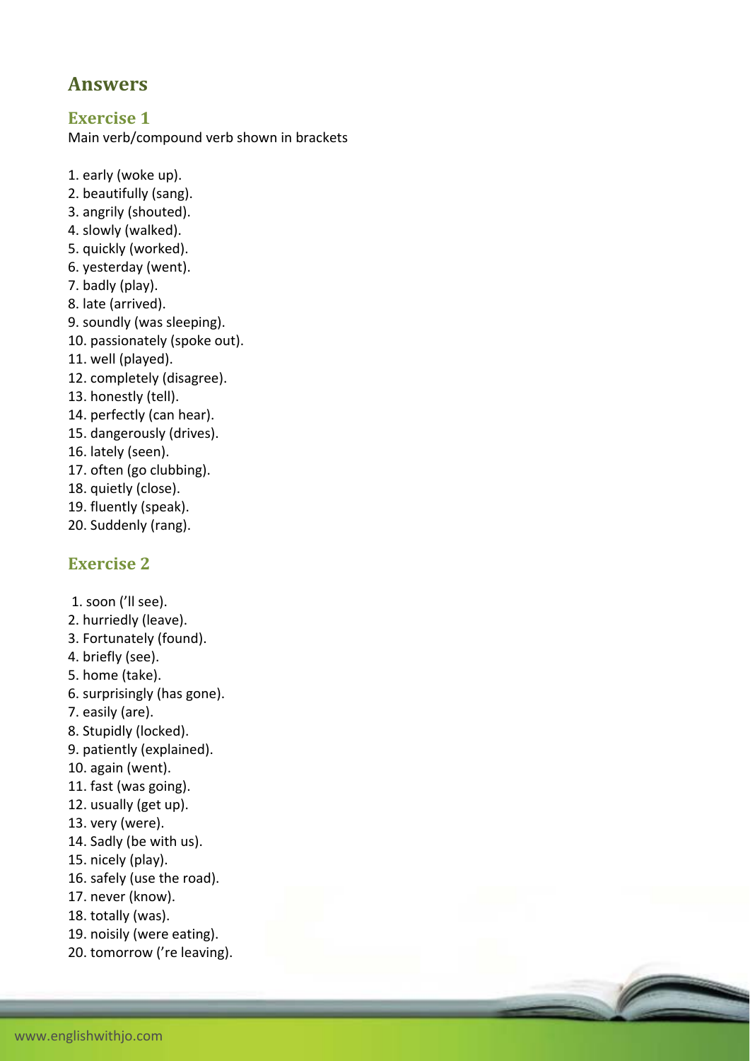# Answers

## Exercise 1

Main verb/compound verb shown in brackets

1. early (woke up).
2. beautifully (sang).
3. angrily (shouted).
4. slowly (walked).
5. quickly (worked).
6. yesterday (went).
7. badly (play).
8. late (arrived).
9. soundly (was sleeping).
10. passionately (spoke out).
11. well (played).
12. completely (disagree).
13. honestly (tell).
14. perfectly (can hear).
15. dangerously (drives).
16. lately (seen).
17. often (go clubbing).
18. quietly (close).
19. fluently (speak).
20. Suddenly (rang).

## Exercise 2

1. soon ('ll see).
2. hurriedly (leave).
3. Fortunately (found).
4. briefly (see).
5. home (take).
6. surprisingly (has gone).
7. easily (are).
8. Stupidly (locked).
9. patiently (explained).
10. again (went).
11. fast (was going).
12. usually (get up).
13. very (were).
14. Sadly (be with us).
15. nicely (play).
16. safely (use the road).
17. never (know).
18. totally (was).
19. noisily (were eating).
20. tomorrow ('re leaving).

www.englishwithjo.com